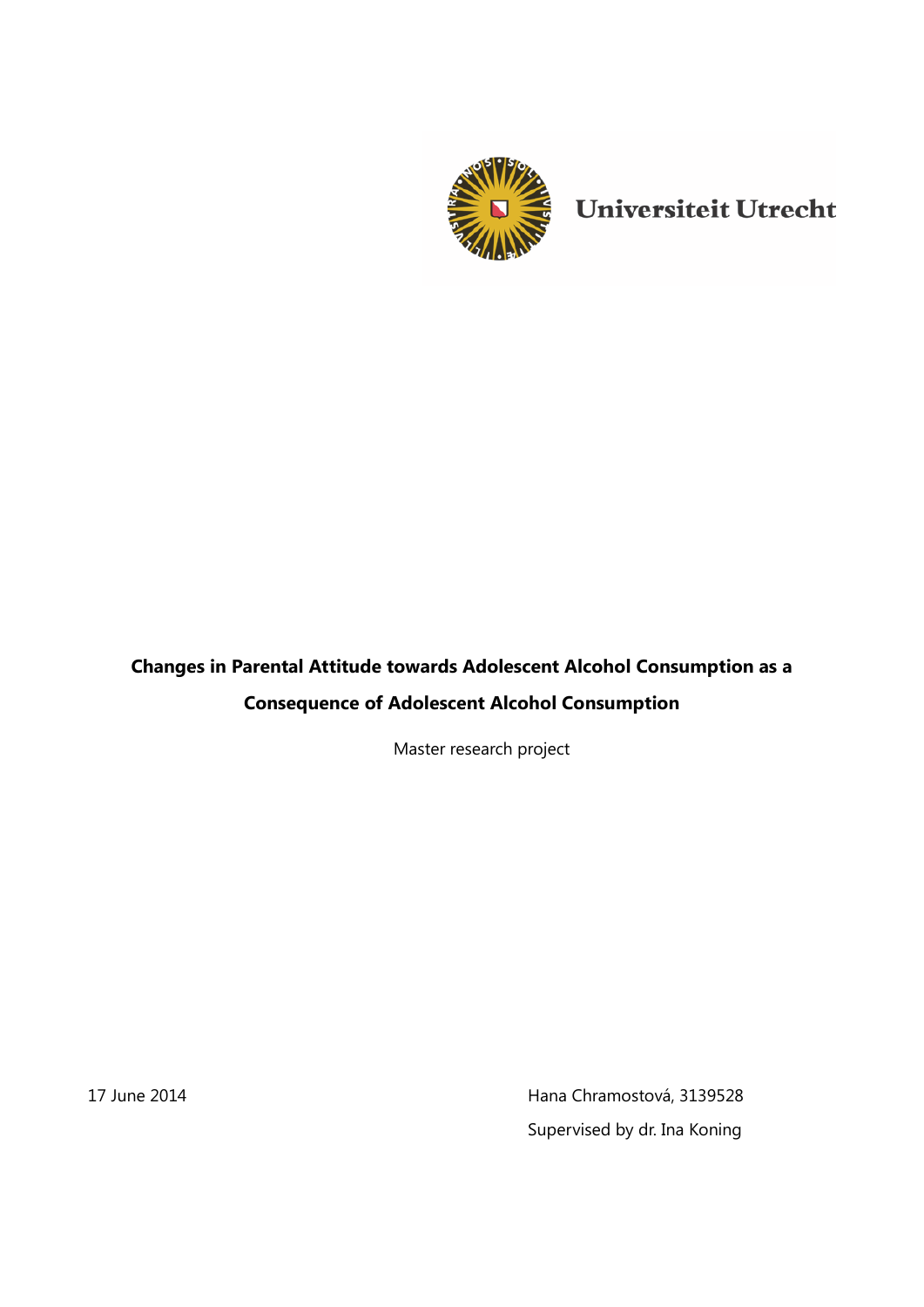Universiteit Utrecht

# Changes in Parental Attitude towards Adolescent Alcohol Consumption as a Consequence of Adolescent Alcohol Consumption

Master research project

17 June 2014

Hana Chramostová, 3139528

Supervised by dr. Ina Koning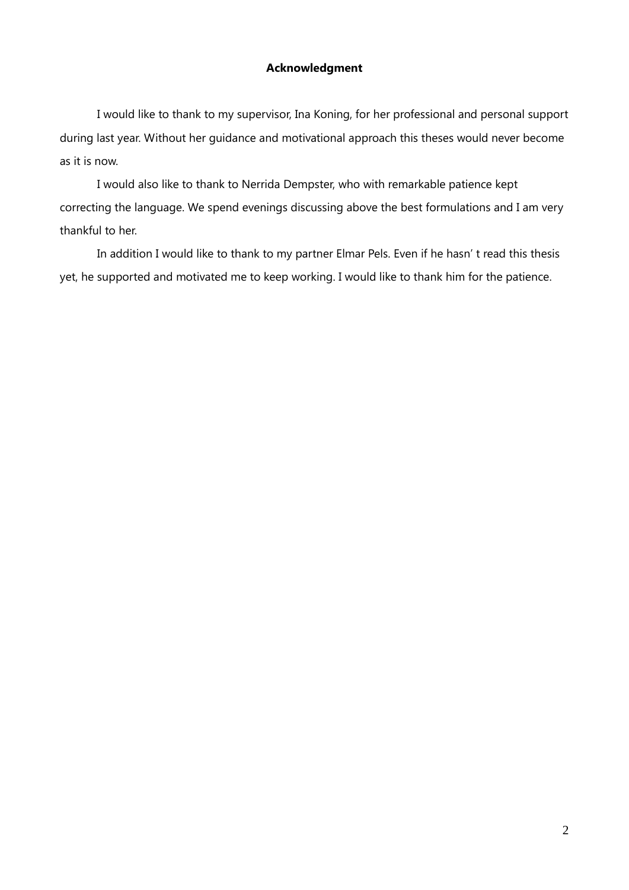# Acknowledgment

I would like to thank to my supervisor, Ina Koning, for her professional and personal support during last year. Without her guidance and motivational approach this theses would never become as it is now.

I would also like to thank to Nerrida Dempster, who with remarkable patience kept correcting the language. We spend evenings discussing above the best formulations and I am very thankful to her.

In addition I would like to thank to my partner Elmar Pels. Even if he hasn' t read this thesis yet, he supported and motivated me to keep working. I would like to thank him for the patience.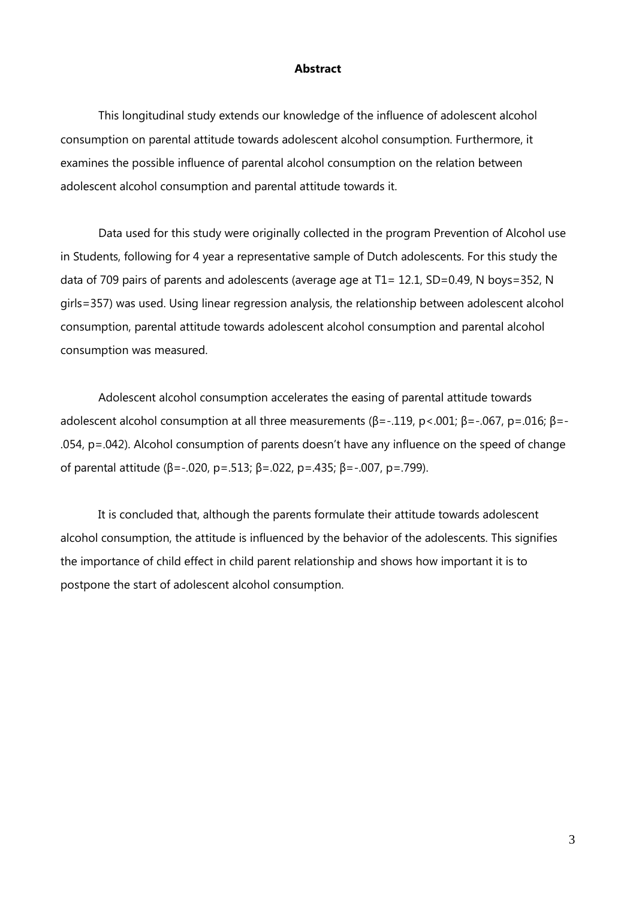**Abstract**

This longitudinal study extends our knowledge of the influence of adolescent alcohol consumption on parental attitude towards adolescent alcohol consumption. Furthermore, it examines the possible influence of parental alcohol consumption on the relation between adolescent alcohol consumption and parental attitude towards it.

Data used for this study were originally collected in the program Prevention of Alcohol use in Students, following for 4 year a representative sample of Dutch adolescents. For this study the data of 709 pairs of parents and adolescents (average age at T1= 12.1, SD=0.49, N boys=352, N girls=357) was used. Using linear regression analysis, the relationship between adolescent alcohol consumption, parental attitude towards adolescent alcohol consumption and parental alcohol consumption was measured.

Adolescent alcohol consumption accelerates the easing of parental attitude towards adolescent alcohol consumption at all three measurements ($\beta=-.119$, $p<.001$; $\beta=-.067$, $p=.016$; $\beta=-.054$, $p=.042$). Alcohol consumption of parents doesn't have any influence on the speed of change of parental attitude ($\beta=-.020$, $p=.513$; $\beta=.022$, $p=.435$; $\beta=-.007$, $p=.799$).

It is concluded that, although the parents formulate their attitude towards adolescent alcohol consumption, the attitude is influenced by the behavior of the adolescents. This signifies the importance of child effect in child parent relationship and shows how important it is to postpone the start of adolescent alcohol consumption.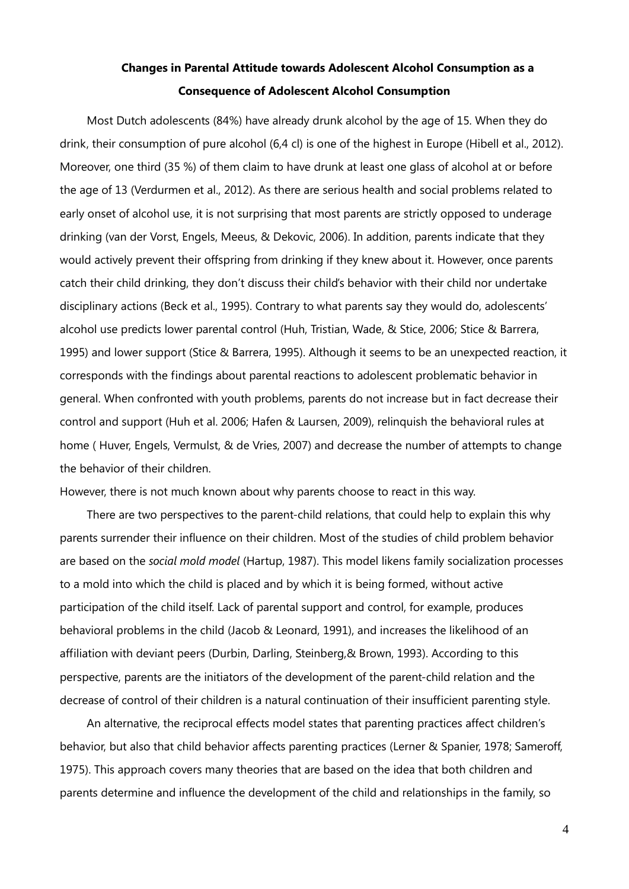**Changes in Parental Attitude towards Adolescent Alcohol Consumption as a Consequence of Adolescent Alcohol Consumption**

Most Dutch adolescents (84%) have already drunk alcohol by the age of 15. When they do drink, their consumption of pure alcohol (6,4 cl) is one of the highest in Europe (Hibell et al., 2012). Moreover, one third (35 %) of them claim to have drunk at least one glass of alcohol at or before the age of 13 (Verdurmen et al., 2012). As there are serious health and social problems related to early onset of alcohol use, it is not surprising that most parents are strictly opposed to underage drinking (van der Vorst, Engels, Meeus, & Dekovic, 2006). In addition, parents indicate that they would actively prevent their offspring from drinking if they knew about it. However, once parents catch their child drinking, they don't discuss their child's behavior with their child nor undertake disciplinary actions (Beck et al., 1995). Contrary to what parents say they would do, adolescents' alcohol use predicts lower parental control (Huh, Tristian, Wade, & Stice, 2006; Stice & Barrera, 1995) and lower support (Stice & Barrera, 1995). Although it seems to be an unexpected reaction, it corresponds with the findings about parental reactions to adolescent problematic behavior in general. When confronted with youth problems, parents do not increase but in fact decrease their control and support (Huh et al. 2006; Hafen & Laursen, 2009), relinquish the behavioral rules at home ( Huver, Engels, Vermulst, & de Vries, 2007) and decrease the number of attempts to change the behavior of their children.

However, there is not much known about why parents choose to react in this way.

There are two perspectives to the parent-child relations, that could help to explain this why parents surrender their influence on their children. Most of the studies of child problem behavior are based on the *social mold model* (Hartup, 1987). This model likens family socialization processes to a mold into which the child is placed and by which it is being formed, without active participation of the child itself. Lack of parental support and control, for example, produces behavioral problems in the child (Jacob & Leonard, 1991), and increases the likelihood of an affiliation with deviant peers (Durbin, Darling, Steinberg,& Brown, 1993). According to this perspective, parents are the initiators of the development of the parent-child relation and the decrease of control of their children is a natural continuation of their insufficient parenting style.

An alternative, the reciprocal effects model states that parenting practices affect children's behavior, but also that child behavior affects parenting practices (Lerner & Spanier, 1978; Sameroff, 1975). This approach covers many theories that are based on the idea that both children and parents determine and influence the development of the child and relationships in the family, so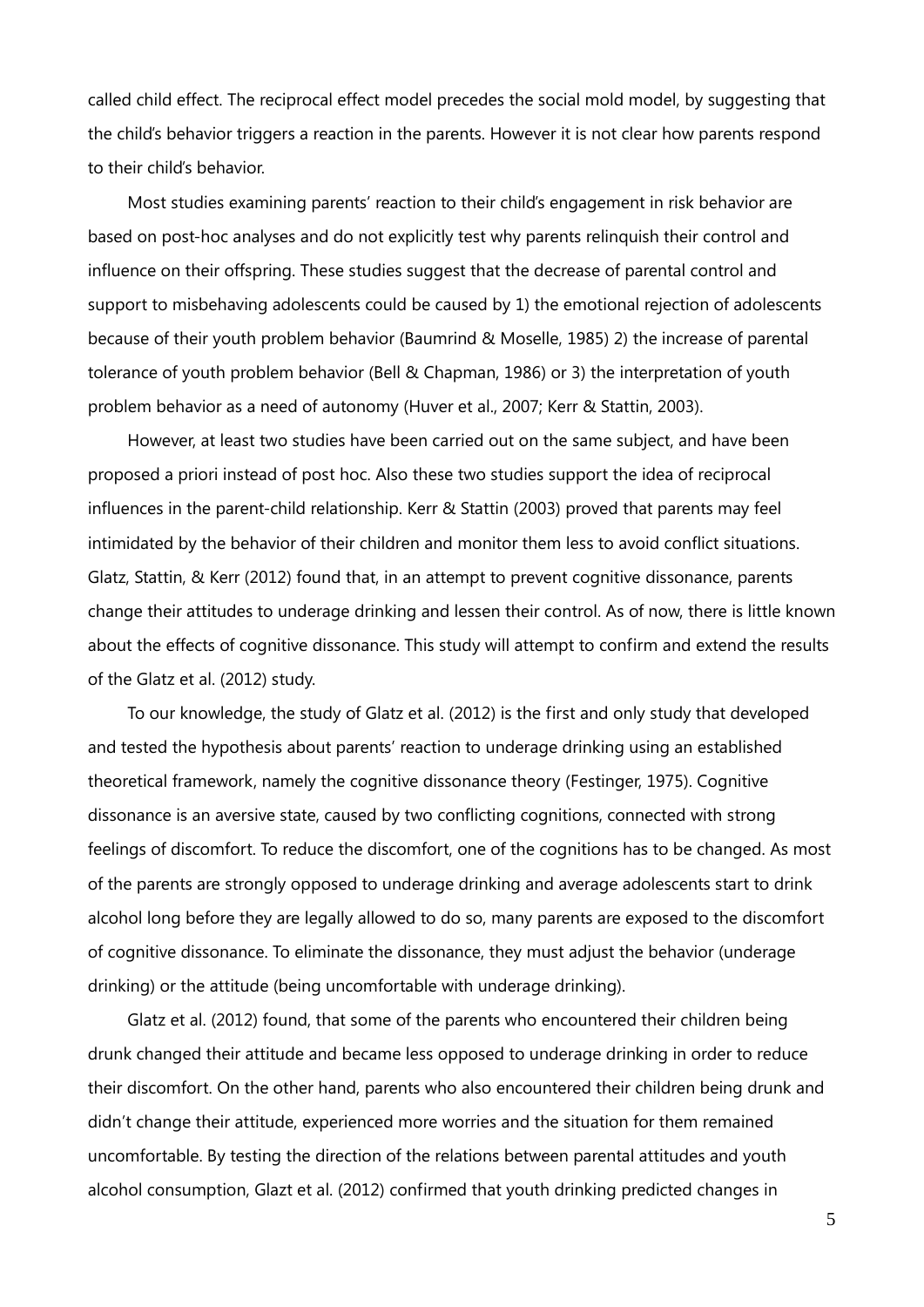called child effect. The reciprocal effect model precedes the social mold model, by suggesting that the child's behavior triggers a reaction in the parents. However it is not clear how parents respond to their child's behavior.

Most studies examining parents' reaction to their child's engagement in risk behavior are based on post-hoc analyses and do not explicitly test why parents relinquish their control and influence on their offspring. These studies suggest that the decrease of parental control and support to misbehaving adolescents could be caused by 1) the emotional rejection of adolescents because of their youth problem behavior (Baumrind & Moselle, 1985) 2) the increase of parental tolerance of youth problem behavior (Bell & Chapman, 1986) or 3) the interpretation of youth problem behavior as a need of autonomy (Huver et al., 2007; Kerr & Stattin, 2003).

However, at least two studies have been carried out on the same subject, and have been proposed a priori instead of post hoc. Also these two studies support the idea of reciprocal influences in the parent-child relationship. Kerr & Stattin (2003) proved that parents may feel intimidated by the behavior of their children and monitor them less to avoid conflict situations. Glatz, Stattin, & Kerr (2012) found that, in an attempt to prevent cognitive dissonance, parents change their attitudes to underage drinking and lessen their control. As of now, there is little known about the effects of cognitive dissonance. This study will attempt to confirm and extend the results of the Glatz et al. (2012) study.

To our knowledge, the study of Glatz et al. (2012) is the first and only study that developed and tested the hypothesis about parents' reaction to underage drinking using an established theoretical framework, namely the cognitive dissonance theory (Festinger, 1975). Cognitive dissonance is an aversive state, caused by two conflicting cognitions, connected with strong feelings of discomfort. To reduce the discomfort, one of the cognitions has to be changed. As most of the parents are strongly opposed to underage drinking and average adolescents start to drink alcohol long before they are legally allowed to do so, many parents are exposed to the discomfort of cognitive dissonance. To eliminate the dissonance, they must adjust the behavior (underage drinking) or the attitude (being uncomfortable with underage drinking).

Glatz et al. (2012) found, that some of the parents who encountered their children being drunk changed their attitude and became less opposed to underage drinking in order to reduce their discomfort. On the other hand, parents who also encountered their children being drunk and didn't change their attitude, experienced more worries and the situation for them remained uncomfortable. By testing the direction of the relations between parental attitudes and youth alcohol consumption, Glazt et al. (2012) confirmed that youth drinking predicted changes in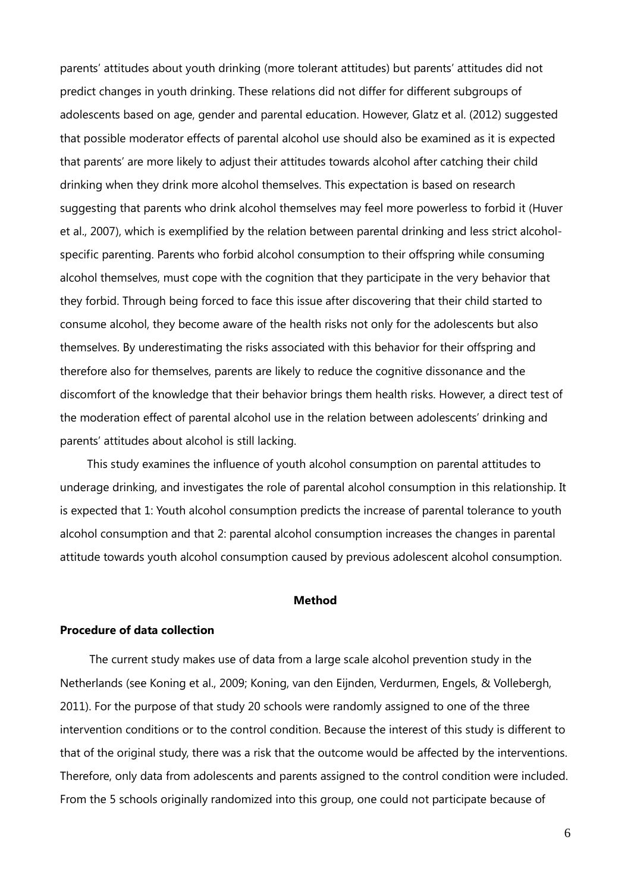parents' attitudes about youth drinking (more tolerant attitudes) but parents' attitudes did not predict changes in youth drinking. These relations did not differ for different subgroups of adolescents based on age, gender and parental education. However, Glatz et al. (2012) suggested that possible moderator effects of parental alcohol use should also be examined as it is expected that parents' are more likely to adjust their attitudes towards alcohol after catching their child drinking when they drink more alcohol themselves. This expectation is based on research suggesting that parents who drink alcohol themselves may feel more powerless to forbid it (Huver et al., 2007), which is exemplified by the relation between parental drinking and less strict alcohol-specific parenting. Parents who forbid alcohol consumption to their offspring while consuming alcohol themselves, must cope with the cognition that they participate in the very behavior that they forbid. Through being forced to face this issue after discovering that their child started to consume alcohol, they become aware of the health risks not only for the adolescents but also themselves. By underestimating the risks associated with this behavior for their offspring and therefore also for themselves, parents are likely to reduce the cognitive dissonance and the discomfort of the knowledge that their behavior brings them health risks. However, a direct test of the moderation effect of parental alcohol use in the relation between adolescents' drinking and parents' attitudes about alcohol is still lacking.

This study examines the influence of youth alcohol consumption on parental attitudes to underage drinking, and investigates the role of parental alcohol consumption in this relationship. It is expected that 1: Youth alcohol consumption predicts the increase of parental tolerance to youth alcohol consumption and that 2: parental alcohol consumption increases the changes in parental attitude towards youth alcohol consumption caused by previous adolescent alcohol consumption.

## Method

### Procedure of data collection

The current study makes use of data from a large scale alcohol prevention study in the Netherlands (see Koning et al., 2009; Koning, van den Eijnden, Verdurmen, Engels, & Vollebergh, 2011). For the purpose of that study 20 schools were randomly assigned to one of the three intervention conditions or to the control condition. Because the interest of this study is different to that of the original study, there was a risk that the outcome would be affected by the interventions. Therefore, only data from adolescents and parents assigned to the control condition were included. From the 5 schools originally randomized into this group, one could not participate because of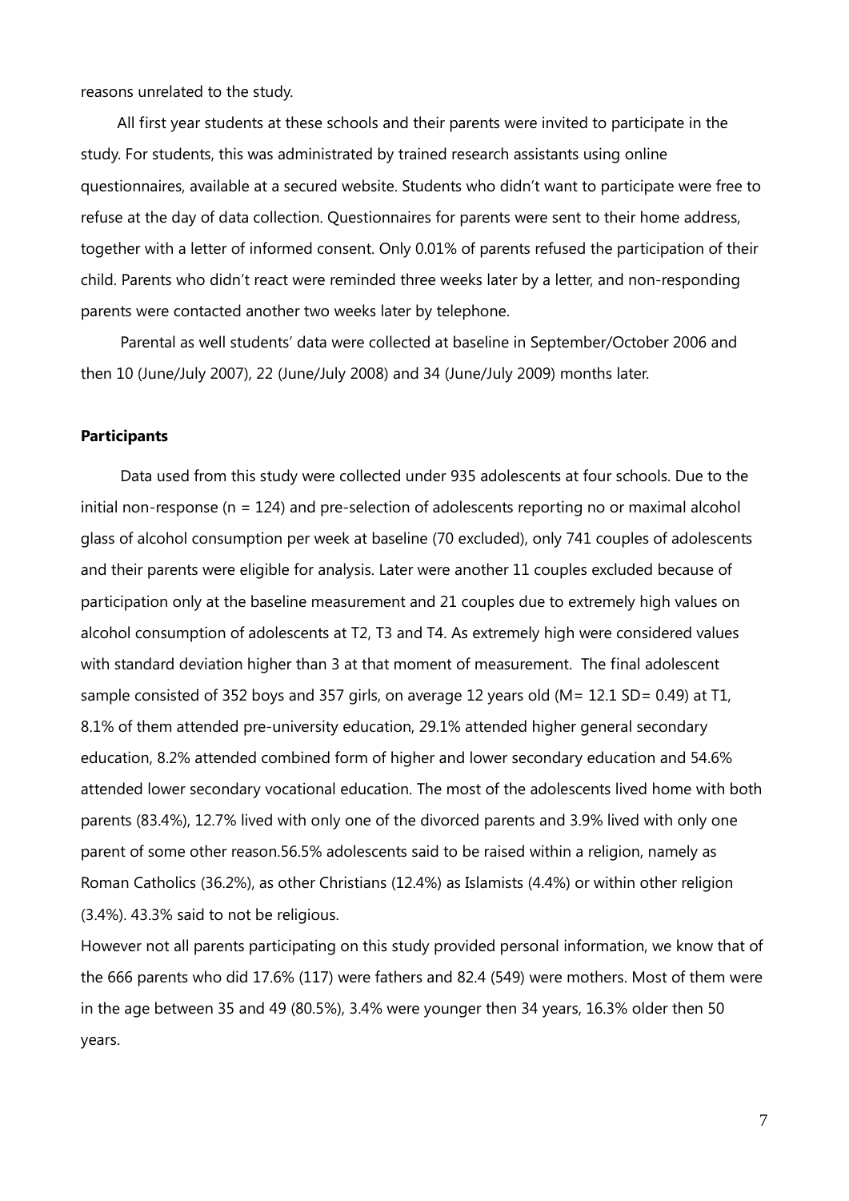reasons unrelated to the study.

All first year students at these schools and their parents were invited to participate in the study. For students, this was administrated by trained research assistants using online questionnaires, available at a secured website. Students who didn't want to participate were free to refuse at the day of data collection. Questionnaires for parents were sent to their home address, together with a letter of informed consent. Only 0.01% of parents refused the participation of their child. Parents who didn't react were reminded three weeks later by a letter, and non-responding parents were contacted another two weeks later by telephone.

Parental as well students' data were collected at baseline in September/October 2006 and then 10 (June/July 2007), 22 (June/July 2008) and 34 (June/July 2009) months later.

**Participants**

Data used from this study were collected under 935 adolescents at four schools. Due to the initial non-response (n = 124) and pre-selection of adolescents reporting no or maximal alcohol glass of alcohol consumption per week at baseline (70 excluded), only 741 couples of adolescents and their parents were eligible for analysis. Later were another 11 couples excluded because of participation only at the baseline measurement and 21 couples due to extremely high values on alcohol consumption of adolescents at T2, T3 and T4. As extremely high were considered values with standard deviation higher than 3 at that moment of measurement. The final adolescent sample consisted of 352 boys and 357 girls, on average 12 years old (M= 12.1 SD= 0.49) at T1, 8.1% of them attended pre-university education, 29.1% attended higher general secondary education, 8.2% attended combined form of higher and lower secondary education and 54.6% attended lower secondary vocational education. The most of the adolescents lived home with both parents (83.4%), 12.7% lived with only one of the divorced parents and 3.9% lived with only one parent of some other reason.56.5% adolescents said to be raised within a religion, namely as Roman Catholics (36.2%), as other Christians (12.4%) as Islamists (4.4%) or within other religion (3.4%). 43.3% said to not be religious.

However not all parents participating on this study provided personal information, we know that of the 666 parents who did 17.6% (117) were fathers and 82.4 (549) were mothers. Most of them were in the age between 35 and 49 (80.5%), 3.4% were younger then 34 years, 16.3% older then 50 years.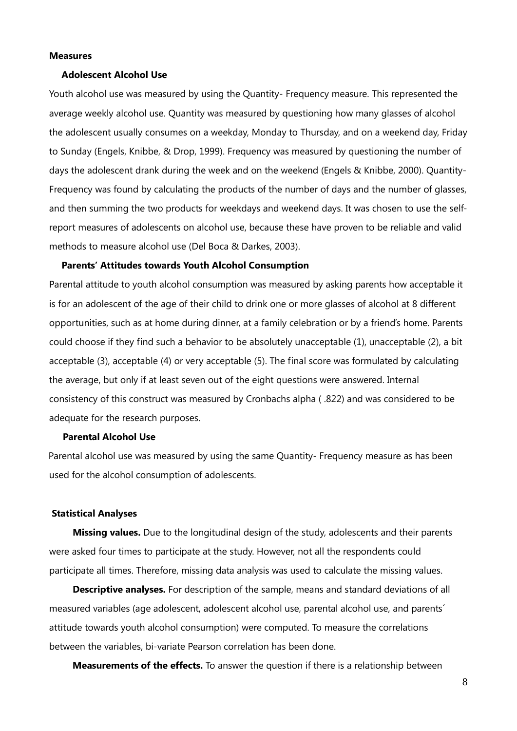## Measures

### Adolescent Alcohol Use

Youth alcohol use was measured by using the Quantity- Frequency measure. This represented the average weekly alcohol use. Quantity was measured by questioning how many glasses of alcohol the adolescent usually consumes on a weekday, Monday to Thursday, and on a weekend day, Friday to Sunday (Engels, Knibbe, & Drop, 1999). Frequency was measured by questioning the number of days the adolescent drank during the week and on the weekend (Engels & Knibbe, 2000). Quantity-Frequency was found by calculating the products of the number of days and the number of glasses, and then summing the two products for weekdays and weekend days. It was chosen to use the self-report measures of adolescents on alcohol use, because these have proven to be reliable and valid methods to measure alcohol use (Del Boca & Darkes, 2003).

### Parents' Attitudes towards Youth Alcohol Consumption

Parental attitude to youth alcohol consumption was measured by asking parents how acceptable it is for an adolescent of the age of their child to drink one or more glasses of alcohol at 8 different opportunities, such as at home during dinner, at a family celebration or by a friend's home. Parents could choose if they find such a behavior to be absolutely unacceptable (1), unacceptable (2), a bit acceptable (3), acceptable (4) or very acceptable (5). The final score was formulated by calculating the average, but only if at least seven out of the eight questions were answered. Internal consistency of this construct was measured by Cronbachs alpha ( .822) and was considered to be adequate for the research purposes.

### Parental Alcohol Use

Parental alcohol use was measured by using the same Quantity- Frequency measure as has been used for the alcohol consumption of adolescents.

## Statistical Analyses

**Missing values.** Due to the longitudinal design of the study, adolescents and their parents were asked four times to participate at the study. However, not all the respondents could participate all times. Therefore, missing data analysis was used to calculate the missing values.

**Descriptive analyses.** For description of the sample, means and standard deviations of all measured variables (age adolescent, adolescent alcohol use, parental alcohol use, and parents´ attitude towards youth alcohol consumption) were computed. To measure the correlations between the variables, bi-variate Pearson correlation has been done.

**Measurements of the effects.** To answer the question if there is a relationship between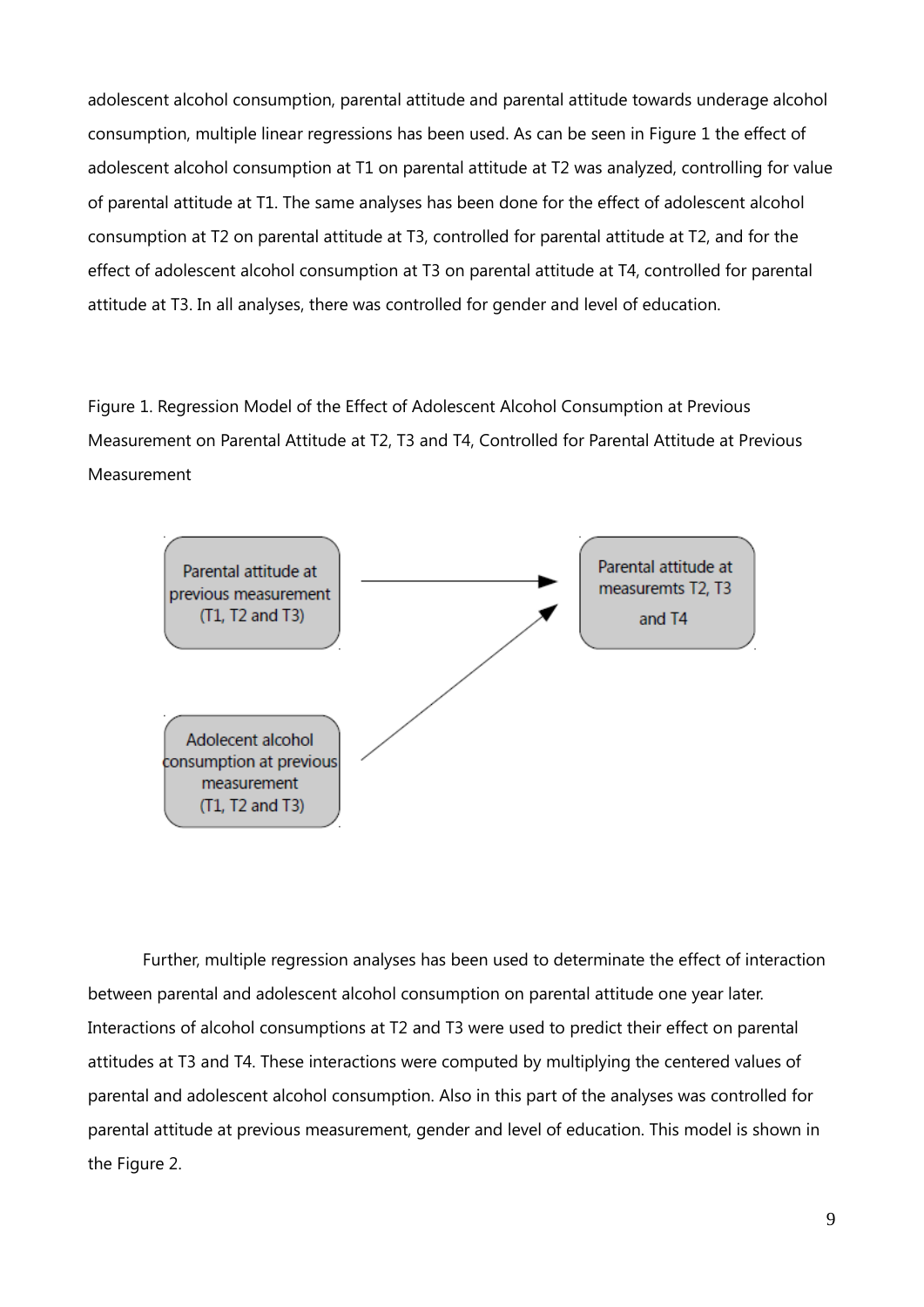adolescent alcohol consumption, parental attitude and parental attitude towards underage alcohol consumption, multiple linear regressions has been used. As can be seen in Figure 1 the effect of adolescent alcohol consumption at T1 on parental attitude at T2 was analyzed, controlling for value of parental attitude at T1. The same analyses has been done for the effect of adolescent alcohol consumption at T2 on parental attitude at T3, controlled for parental attitude at T2, and for the effect of adolescent alcohol consumption at T3 on parental attitude at T4, controlled for parental attitude at T3. In all analyses, there was controlled for gender and level of education.

Figure 1. Regression Model of the Effect of Adolescent Alcohol Consumption at Previous Measurement on Parental Attitude at T2, T3 and T4, Controlled for Parental Attitude at Previous Measurement

Parental attitude at previous measurement (T1, T2 and T3)

Parental attitude at measuremts T2, T3 and T4

Adolecent alcohol consumption at previous measurement (T1, T2 and T3)

Further, multiple regression analyses has been used to determinate the effect of interaction between parental and adolescent alcohol consumption on parental attitude one year later. Interactions of alcohol consumptions at T2 and T3 were used to predict their effect on parental attitudes at T3 and T4. These interactions were computed by multiplying the centered values of parental and adolescent alcohol consumption. Also in this part of the analyses was controlled for parental attitude at previous measurement, gender and level of education. This model is shown in the Figure 2.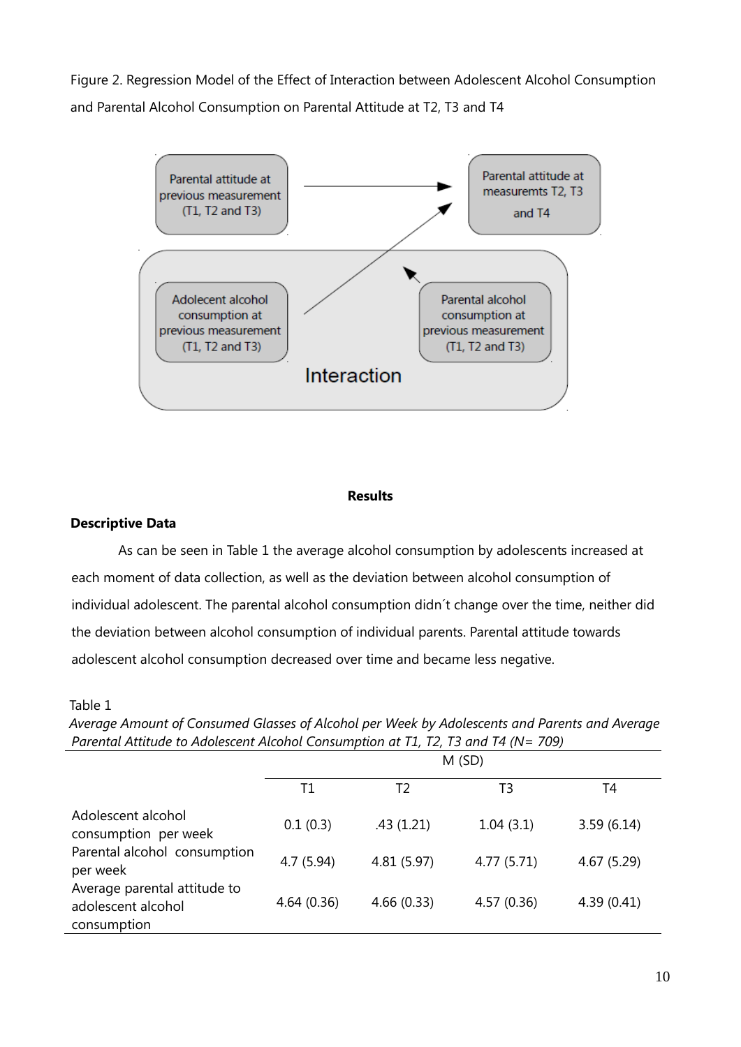Figure 2. Regression Model of the Effect of Interaction between Adolescent Alcohol Consumption and Parental Alcohol Consumption on Parental Attitude at T2, T3 and T4

Parental attitude at previous measurement (T1, T2 and T3)

Parental attitude at measuremts T2, T3 and T4

Adolecent alcohol consumption at previous measurement (T1, T2 and T3)

Parental alcohol consumption at previous measurement (T1, T2 and T3)

Interaction

**Results**

## Descriptive Data

As can be seen in Table 1 the average alcohol consumption by adolescents increased at each moment of data collection, as well as the deviation between alcohol consumption of individual adolescent. The parental alcohol consumption didn´t change over the time, neither did the deviation between alcohol consumption of individual parents. Parental attitude towards adolescent alcohol consumption decreased over time and became less negative.

Table 1

*Average Amount of Consumed Glasses of Alcohol per Week by Adolescents and Parents and Average Parental Attitude to Adolescent Alcohol Consumption at T1, T2, T3 and T4 (N= 709)*

| | M (SD) | | | |
|---|---|---|---|---|
| | T1 | T2 | T3 | T4 |
| Adolescent alcohol consumption per week | 0.1 (0.3) | .43 (1.21) | 1.04 (3.1) | 3.59 (6.14) |
| Parental alcohol consumption per week | 4.7 (5.94) | 4.81 (5.97) | 4.77 (5.71) | 4.67 (5.29) |
| Average parental attitude to adolescent alcohol consumption | 4.64 (0.36) | 4.66 (0.33) | 4.57 (0.36) | 4.39 (0.41) |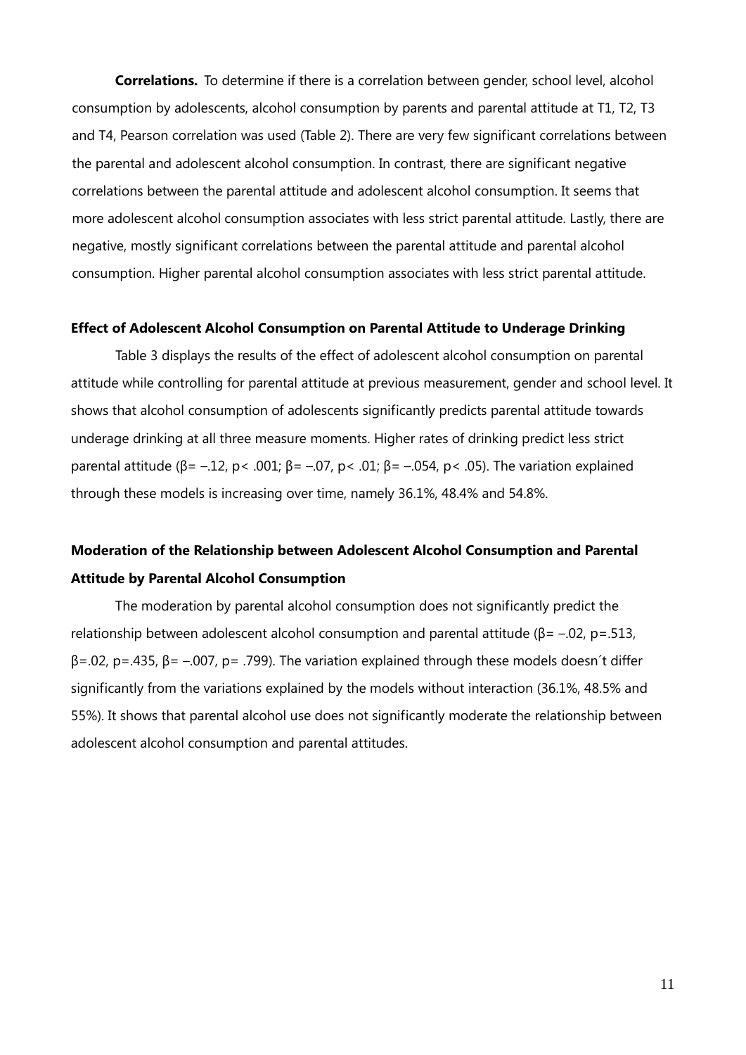**Correlations.** To determine if there is a correlation between gender, school level, alcohol consumption by adolescents, alcohol consumption by parents and parental attitude at T1, T2, T3 and T4, Pearson correlation was used (Table 2). There are very few significant correlations between the parental and adolescent alcohol consumption. In contrast, there are significant negative correlations between the parental attitude and adolescent alcohol consumption. It seems that more adolescent alcohol consumption associates with less strict parental attitude. Lastly, there are negative, mostly significant correlations between the parental attitude and parental alcohol consumption. Higher parental alcohol consumption associates with less strict parental attitude.

### Effect of Adolescent Alcohol Consumption on Parental Attitude to Underage Drinking

Table 3 displays the results of the effect of adolescent alcohol consumption on parental attitude while controlling for parental attitude at previous measurement, gender and school level. It shows that alcohol consumption of adolescents significantly predicts parental attitude towards underage drinking at all three measure moments. Higher rates of drinking predict less strict parental attitude ($\beta = -.12$, $p < .001$; $\beta = -.07$, $p < .01$; $\beta = -.054$, $p < .05$). The variation explained through these models is increasing over time, namely 36.1%, 48.4% and 54.8%.

### Moderation of the Relationship between Adolescent Alcohol Consumption and Parental Attitude by Parental Alcohol Consumption

The moderation by parental alcohol consumption does not significantly predict the relationship between adolescent alcohol consumption and parental attitude ($\beta = -.02$, $p = .513$, $\beta = .02$, $p = .435$, $\beta = -.007$, $p = .799$). The variation explained through these models doesn´t differ significantly from the variations explained by the models without interaction (36.1%, 48.5% and 55%). It shows that parental alcohol use does not significantly moderate the relationship between adolescent alcohol consumption and parental attitudes.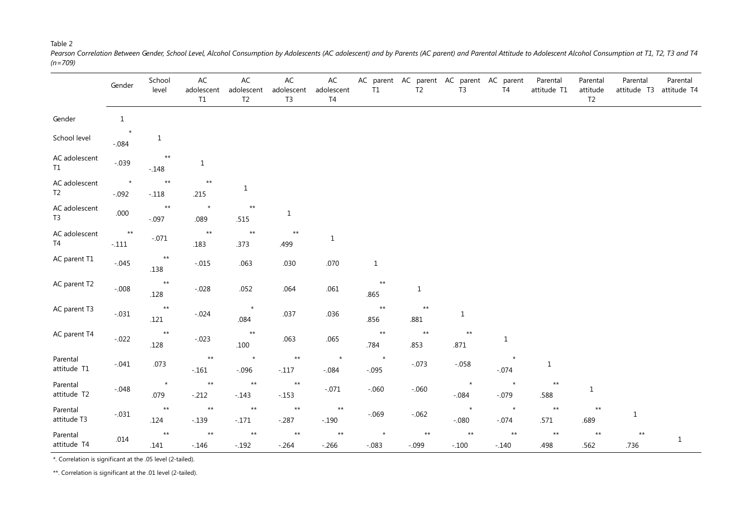Table 2

*Pearson Correlation Between Gender, School Level, Alcohol Consumption by Adolescents (AC adolescent) and by Parents (AC parent) and Parental Attitude to Adolescent Alcohol Consumption at T1, T2, T3 and T4 (n=709)*

| | Gender | School level | AC adolescent T1 | AC adolescent T2 | AC adolescent T3 | AC adolescent T4 | AC parent T1 | AC parent T2 | AC parent T3 | AC parent T4 | Parental attitude T1 | Parental attitude T2 | Parental attitude T3 | Parental attitude T4 |
|---|---|---|---|---|---|---|---|---|---|---|---|---|---|---|
| Gender | 1 | | | | | | | | | | | | | |
| School level | -.084* | 1 | | | | | | | | | | | | |
| AC adolescent T1 | -.039 | -.148** | 1 | | | | | | | | | | | |
| AC adolescent T2 | -.092* | -.118** | .215** | 1 | | | | | | | | | | |
| AC adolescent T3 | .000 | -.097** | .089* | .515** | 1 | | | | | | | | | |
| AC adolescent T4 | -.111** | -.071 | .183** | .373** | .499** | 1 | | | | | | | | |
| AC parent T1 | -.045 | .138** | -.015 | .063 | .030 | .070 | 1 | | | | | | | |
| AC parent T2 | -.008 | .128** | -.028 | .052 | .064 | .061 | .865** | 1 | | | | | | |
| AC parent T3 | -.031 | .121** | -.024 | .084* | .037 | .036 | .856** | .881** | 1 | | | | | |
| AC parent T4 | -.022 | .128** | -.023 | .100** | .063 | .065 | .784** | .853** | .871** | 1 | | | | |
| Parental attitude T1 | -.041 | .073 | -.161** | -.096* | -.117** | -.084* | -.095* | -.073 | -.058 | -.074* | 1 | | | |
| Parental attitude T2 | -.048 | .079* | -.212** | -.143** | -.153** | -.071 | -.060 | -.060 | -.084* | -.079* | .588** | 1 | | |
| Parental attitude T3 | -.031 | .124** | -.139** | -.171** | -.287** | -.190** | -.069 | -.062 | -.080* | -.074* | .571** | .689** | 1 | |
| Parental attitude T4 | .014 | .141** | -.146** | -.192** | -.264** | -.266** | -.083* | -.099** | -.100** | -.140** | .498** | .562** | .736** | 1 |

*. Correlation is significant at the .05 level (2-tailed).

**. Correlation is significant at the .01 level (2-tailed).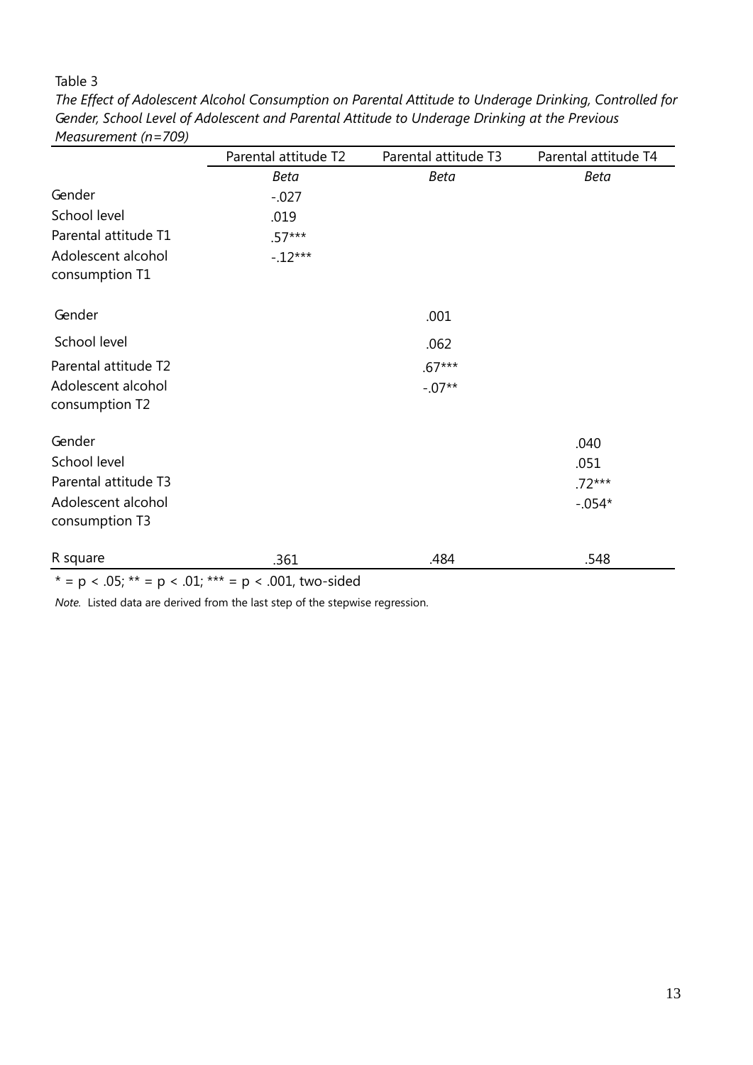Table 3

*The Effect of Adolescent Alcohol Consumption on Parental Attitude to Underage Drinking, Controlled for Gender, School Level of Adolescent and Parental Attitude to Underage Drinking at the Previous Measurement (n=709)*

| | Parental attitude T2 | Parental attitude T3 | Parental attitude T4 |
|---|---|---|---|
| | *Beta* | *Beta* | *Beta* |
| Gender | -.027 | | |
| School level | .019 | | |
| Parental attitude T1 | .57*** | | |
| Adolescent alcohol consumption T1 | -.12*** | | |
| Gender | | .001 | |
| School level | | .062 | |
| Parental attitude T2 | | .67*** | |
| Adolescent alcohol consumption T2 | | -.07** | |
| Gender | | | .040 |
| School level | | | .051 |
| Parental attitude T3 | | | .72*** |
| Adolescent alcohol consumption T3 | | | -.054* |
| R square | .361 | .484 | .548 |

* = $p < .05$; ** = $p < .01$; *** = $p < .001$, two-sided

*Note.* Listed data are derived from the last step of the stepwise regression.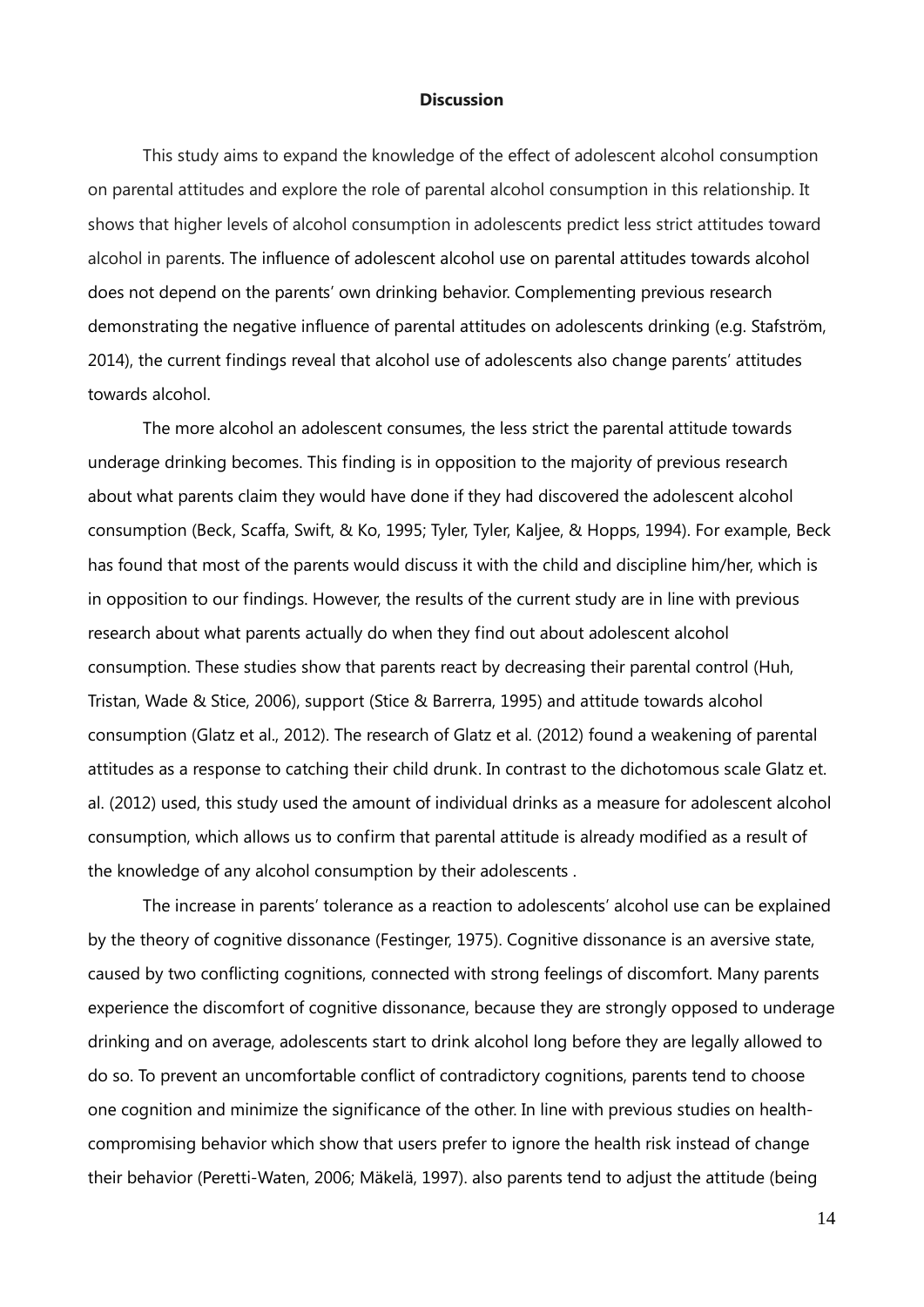## Discussion

This study aims to expand the knowledge of the effect of adolescent alcohol consumption on parental attitudes and explore the role of parental alcohol consumption in this relationship. It shows that higher levels of alcohol consumption in adolescents predict less strict attitudes toward alcohol in parents. The influence of adolescent alcohol use on parental attitudes towards alcohol does not depend on the parents' own drinking behavior. Complementing previous research demonstrating the negative influence of parental attitudes on adolescents drinking (e.g. Stafström, 2014), the current findings reveal that alcohol use of adolescents also change parents' attitudes towards alcohol.

The more alcohol an adolescent consumes, the less strict the parental attitude towards underage drinking becomes. This finding is in opposition to the majority of previous research about what parents claim they would have done if they had discovered the adolescent alcohol consumption (Beck, Scaffa, Swift, & Ko, 1995; Tyler, Tyler, Kaljee, & Hopps, 1994). For example, Beck has found that most of the parents would discuss it with the child and discipline him/her, which is in opposition to our findings. However, the results of the current study are in line with previous research about what parents actually do when they find out about adolescent alcohol consumption. These studies show that parents react by decreasing their parental control (Huh, Tristan, Wade & Stice, 2006), support (Stice & Barrerra, 1995) and attitude towards alcohol consumption (Glatz et al., 2012). The research of Glatz et al. (2012) found a weakening of parental attitudes as a response to catching their child drunk. In contrast to the dichotomous scale Glatz et. al. (2012) used, this study used the amount of individual drinks as a measure for adolescent alcohol consumption, which allows us to confirm that parental attitude is already modified as a result of the knowledge of any alcohol consumption by their adolescents .

The increase in parents' tolerance as a reaction to adolescents' alcohol use can be explained by the theory of cognitive dissonance (Festinger, 1975). Cognitive dissonance is an aversive state, caused by two conflicting cognitions, connected with strong feelings of discomfort. Many parents experience the discomfort of cognitive dissonance, because they are strongly opposed to underage drinking and on average, adolescents start to drink alcohol long before they are legally allowed to do so. To prevent an uncomfortable conflict of contradictory cognitions, parents tend to choose one cognition and minimize the significance of the other. In line with previous studies on health-compromising behavior which show that users prefer to ignore the health risk instead of change their behavior (Peretti-Waten, 2006; Mäkelä, 1997). also parents tend to adjust the attitude (being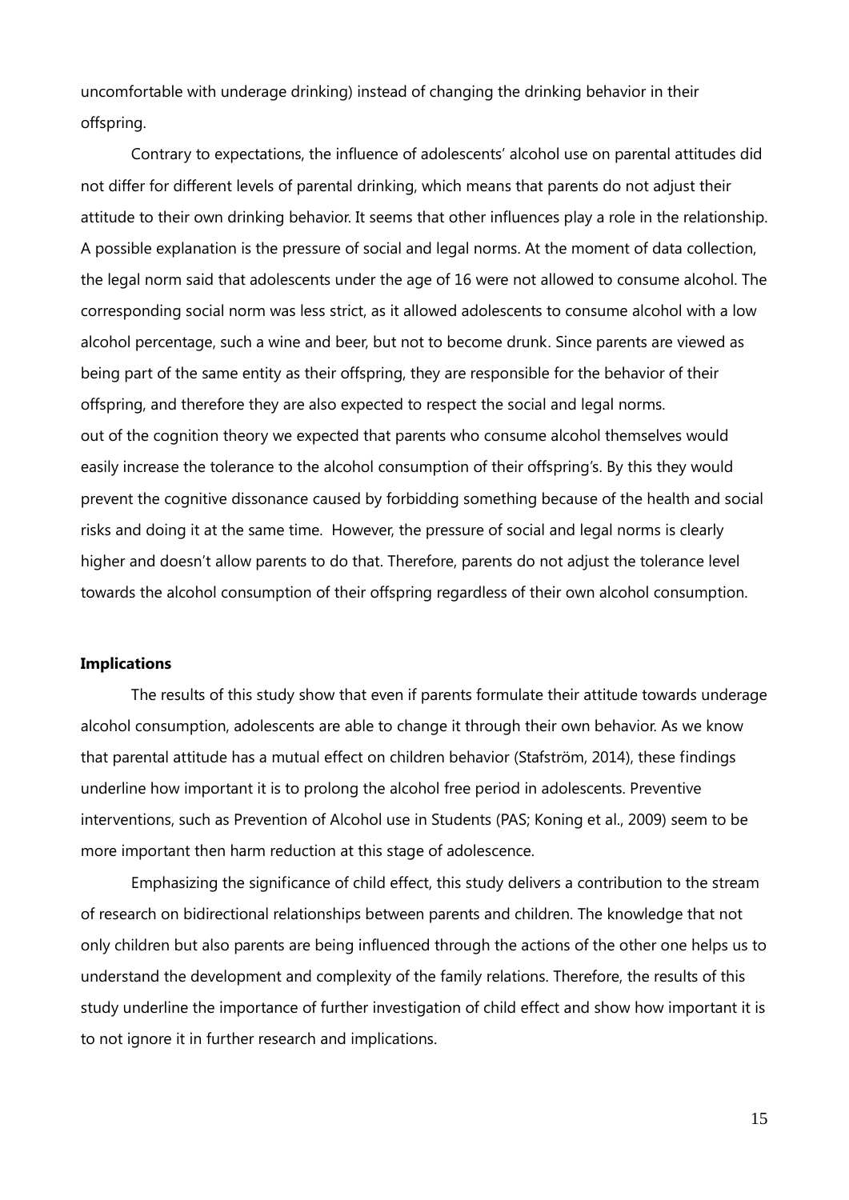uncomfortable with underage drinking) instead of changing the drinking behavior in their offspring.

Contrary to expectations, the influence of adolescents' alcohol use on parental attitudes did not differ for different levels of parental drinking, which means that parents do not adjust their attitude to their own drinking behavior. It seems that other influences play a role in the relationship. A possible explanation is the pressure of social and legal norms. At the moment of data collection, the legal norm said that adolescents under the age of 16 were not allowed to consume alcohol. The corresponding social norm was less strict, as it allowed adolescents to consume alcohol with a low alcohol percentage, such a wine and beer, but not to become drunk. Since parents are viewed as being part of the same entity as their offspring, they are responsible for the behavior of their offspring, and therefore they are also expected to respect the social and legal norms.
out of the cognition theory we expected that parents who consume alcohol themselves would easily increase the tolerance to the alcohol consumption of their offspring's. By this they would prevent the cognitive dissonance caused by forbidding something because of the health and social risks and doing it at the same time. However, the pressure of social and legal norms is clearly higher and doesn't allow parents to do that. Therefore, parents do not adjust the tolerance level towards the alcohol consumption of their offspring regardless of their own alcohol consumption.

**Implications**

The results of this study show that even if parents formulate their attitude towards underage alcohol consumption, adolescents are able to change it through their own behavior. As we know that parental attitude has a mutual effect on children behavior (Stafström, 2014), these findings underline how important it is to prolong the alcohol free period in adolescents. Preventive interventions, such as Prevention of Alcohol use in Students (PAS; Koning et al., 2009) seem to be more important then harm reduction at this stage of adolescence.

Emphasizing the significance of child effect, this study delivers a contribution to the stream of research on bidirectional relationships between parents and children. The knowledge that not only children but also parents are being influenced through the actions of the other one helps us to understand the development and complexity of the family relations. Therefore, the results of this study underline the importance of further investigation of child effect and show how important it is to not ignore it in further research and implications.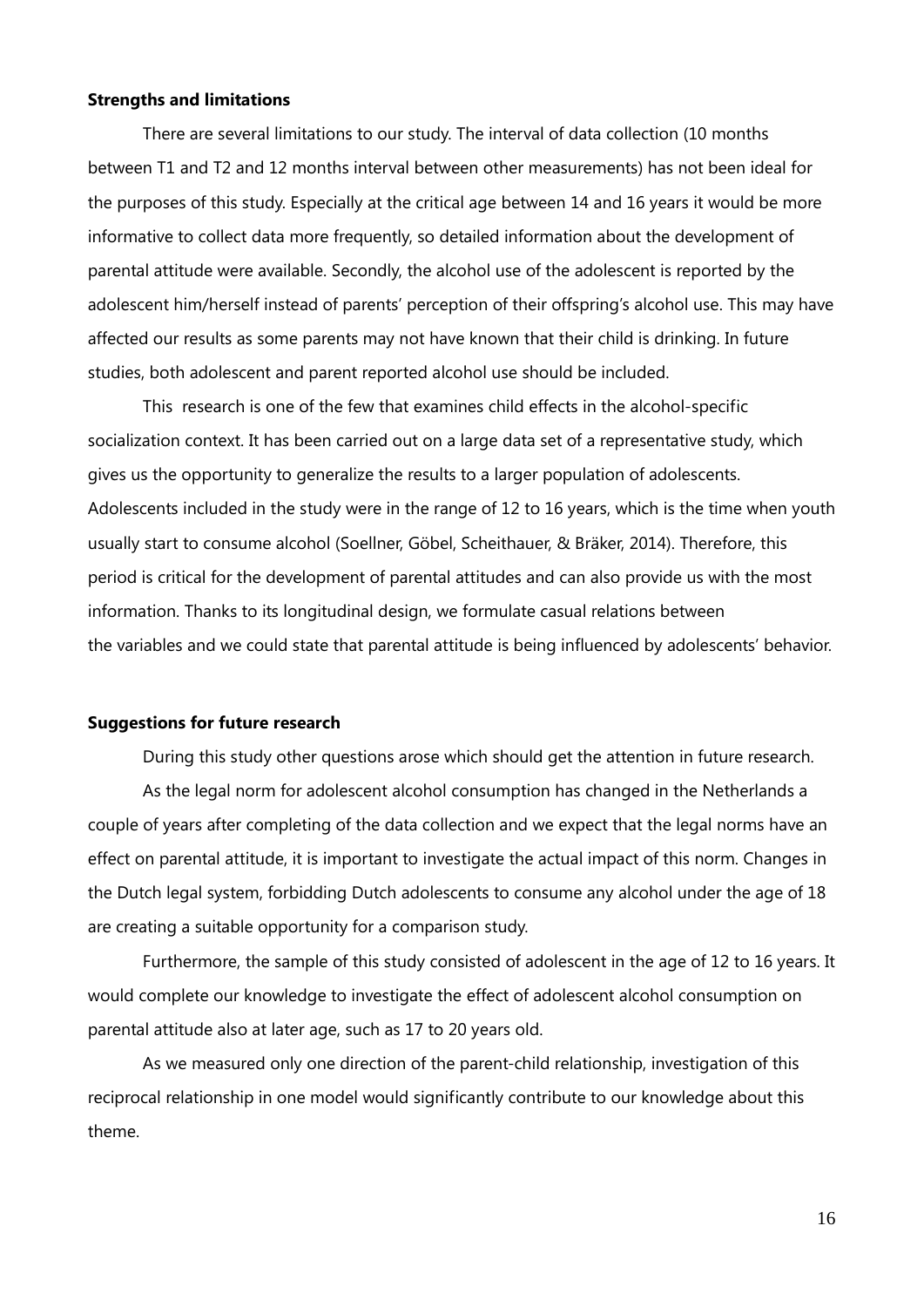**Strengths and limitations**

There are several limitations to our study. The interval of data collection (10 months between T1 and T2 and 12 months interval between other measurements) has not been ideal for the purposes of this study. Especially at the critical age between 14 and 16 years it would be more informative to collect data more frequently, so detailed information about the development of parental attitude were available. Secondly, the alcohol use of the adolescent is reported by the adolescent him/herself instead of parents' perception of their offspring's alcohol use. This may have affected our results as some parents may not have known that their child is drinking. In future studies, both adolescent and parent reported alcohol use should be included.

This  research is one of the few that examines child effects in the alcohol-specific socialization context. It has been carried out on a large data set of a representative study, which gives us the opportunity to generalize the results to a larger population of adolescents. Adolescents included in the study were in the range of 12 to 16 years, which is the time when youth usually start to consume alcohol (Soellner, Göbel, Scheithauer, & Bräker, 2014). Therefore, this period is critical for the development of parental attitudes and can also provide us with the most information. Thanks to its longitudinal design, we formulate casual relations between the variables and we could state that parental attitude is being influenced by adolescents' behavior.

**Suggestions for future research**

During this study other questions arose which should get the attention in future research.

As the legal norm for adolescent alcohol consumption has changed in the Netherlands a couple of years after completing of the data collection and we expect that the legal norms have an effect on parental attitude, it is important to investigate the actual impact of this norm. Changes in the Dutch legal system, forbidding Dutch adolescents to consume any alcohol under the age of 18 are creating a suitable opportunity for a comparison study.

Furthermore, the sample of this study consisted of adolescent in the age of 12 to 16 years. It would complete our knowledge to investigate the effect of adolescent alcohol consumption on parental attitude also at later age, such as 17 to 20 years old.

As we measured only one direction of the parent-child relationship, investigation of this reciprocal relationship in one model would significantly contribute to our knowledge about this theme.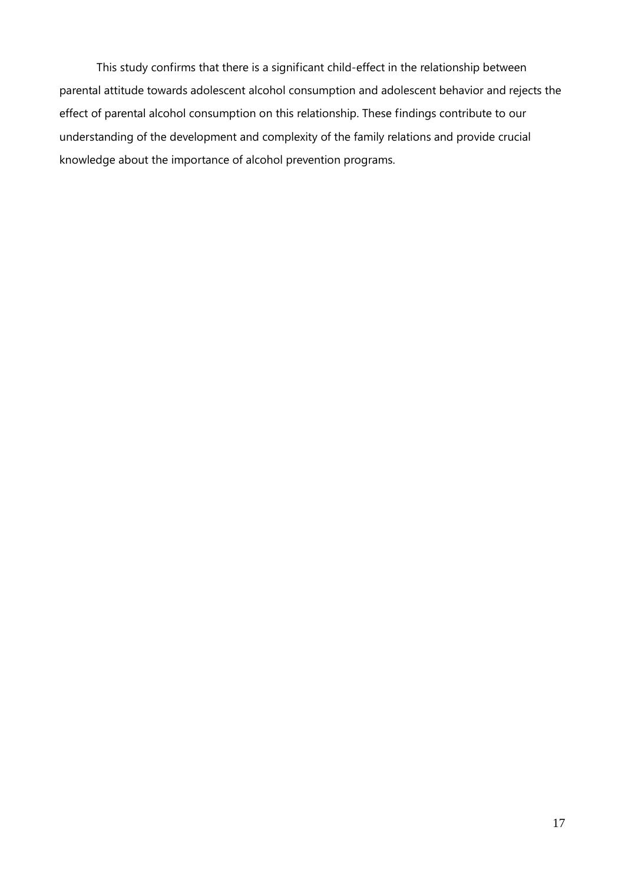This study confirms that there is a significant child-effect in the relationship between parental attitude towards adolescent alcohol consumption and adolescent behavior and rejects the effect of parental alcohol consumption on this relationship. These findings contribute to our understanding of the development and complexity of the family relations and provide crucial knowledge about the importance of alcohol prevention programs.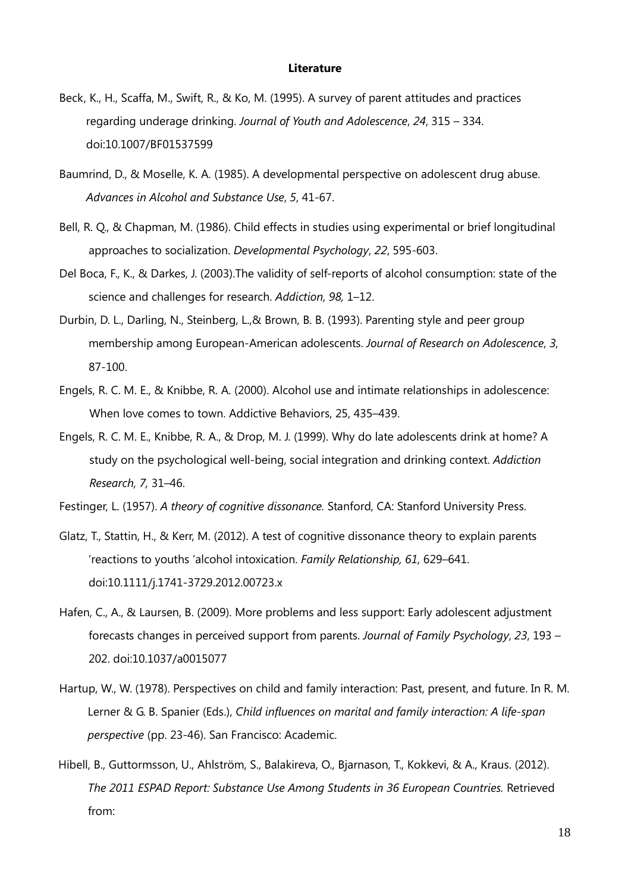**Literature**

Beck, K., H., Scaffa, M., Swift, R., & Ko, M. (1995). A survey of parent attitudes and practices regarding underage drinking. *Journal of Youth and Adolescence*, *24*, 315 – 334. doi:10.1007/BF01537599

Baumrind, D., & Moselle, K. A. (1985). A developmental perspective on adolescent drug abuse. *Advances in Alcohol and Substance Use*, *5*, 41-67.

Bell, R. Q., & Chapman, M. (1986). Child effects in studies using experimental or brief longitudinal approaches to socialization. *Developmental Psychology*, *22*, 595-603.

Del Boca, F., K., & Darkes, J. (2003).The validity of self-reports of alcohol consumption: state of the science and challenges for research. *Addiction, 98,* 1–12.

Durbin, D. L., Darling, N., Steinberg, L.,& Brown, B. B. (1993). Parenting style and peer group membership among European-American adolescents. *Journal of Research on Adolescence*, *3*, 87-100.

Engels, R. C. M. E., & Knibbe, R. A. (2000). Alcohol use and intimate relationships in adolescence: When love comes to town. Addictive Behaviors, 25, 435–439.

Engels, R. C. M. E., Knibbe, R. A., & Drop, M. J. (1999). Why do late adolescents drink at home? A study on the psychological well-being, social integration and drinking context. *Addiction Research, 7,* 31–46.

Festinger, L. (1957). *A theory of cognitive dissonance.* Stanford, CA: Stanford University Press.

Glatz, T., Stattin, H., & Kerr, M. (2012). A test of cognitive dissonance theory to explain parents 'reactions to youths 'alcohol intoxication. *Family Relationship, 61,* 629–641. doi:10.1111/j.1741-3729.2012.00723.x

Hafen, C., A., & Laursen, B. (2009). More problems and less support: Early adolescent adjustment forecasts changes in perceived support from parents. *Journal of Family Psychology*, *23*, 193 – 202. doi:10.1037/a0015077

Hartup, W., W. (1978). Perspectives on child and family interaction: Past, present, and future. In R. M. Lerner & G. B. Spanier (Eds.), *Child influences on marital and family interaction: A life-span perspective* (pp. 23-46). San Francisco: Academic.

Hibell, B., Guttormsson, U., Ahlström, S., Balakireva, O., Bjarnason, T., Kokkevi, & A., Kraus. (2012). *The 2011 ESPAD Report: Substance Use Among Students in 36 European Countries.* Retrieved from: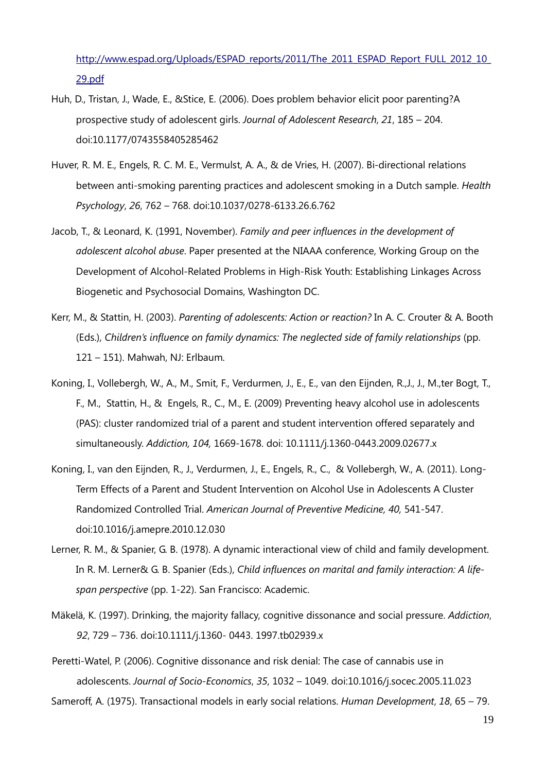http://www.espad.org/Uploads/ESPAD_reports/2011/The_2011_ESPAD_Report_FULL_2012_10_29.pdf

Huh, D., Tristan, J., Wade, E., &Stice, E. (2006). Does problem behavior elicit poor parenting?A prospective study of adolescent girls. *Journal of Adolescent Research*, *21*, 185 – 204. doi:10.1177/0743558405285462

Huver, R. M. E., Engels, R. C. M. E., Vermulst, A. A., & de Vries, H. (2007). Bi-directional relations between anti-smoking parenting practices and adolescent smoking in a Dutch sample. *Health Psychology*, *26*, 762 – 768. doi:10.1037/0278-6133.26.6.762

Jacob, T., & Leonard, K. (1991, November). *Family and peer influences in the development of adolescent alcohol abuse*. Paper presented at the NIAAA conference, Working Group on the Development of Alcohol-Related Problems in High-Risk Youth: Establishing Linkages Across Biogenetic and Psychosocial Domains, Washington DC.

Kerr, M., & Stattin, H. (2003). *Parenting of adolescents: Action or reaction?* In A. C. Crouter & A. Booth (Eds.), *Children's influence on family dynamics: The neglected side of family relationships* (pp. 121 – 151). Mahwah, NJ: Erlbaum.

Koning, I., Vollebergh, W., A., M., Smit, F., Verdurmen, J., E., E., van den Eijnden, R.,J., J., M.,ter Bogt, T., F., M., Stattin, H., & Engels, R., C., M., E. (2009) Preventing heavy alcohol use in adolescents (PAS): cluster randomized trial of a parent and student intervention offered separately and simultaneously. *Addiction, 104,* 1669-1678. doi: 10.1111/j.1360-0443.2009.02677.x

Koning, I., van den Eijnden, R., J., Verdurmen, J., E., Engels, R., C., & Vollebergh, W., A. (2011). Long-Term Effects of a Parent and Student Intervention on Alcohol Use in Adolescents A Cluster Randomized Controlled Trial. *American Journal of Preventive Medicine, 40,* 541-547. doi:10.1016/j.amepre.2010.12.030

Lerner, R. M., & Spanier, G. B. (1978). A dynamic interactional view of child and family development. In R. M. Lerner& G. B. Spanier (Eds.), *Child influences on marital and family interaction: A life-span perspective* (pp. 1-22). San Francisco: Academic.

Mäkelä, K. (1997). Drinking, the majority fallacy, cognitive dissonance and social pressure. *Addiction*, *92*, 729 – 736. doi:10.1111/j.1360- 0443. 1997.tb02939.x

Peretti-Watel, P. (2006). Cognitive dissonance and risk denial: The case of cannabis use in adolescents. *Journal of Socio-Economics*, *35*, 1032 – 1049. doi:10.1016/j.socec.2005.11.023

Sameroff, A. (1975). Transactional models in early social relations. *Human Development*, *18*, 65 – 79.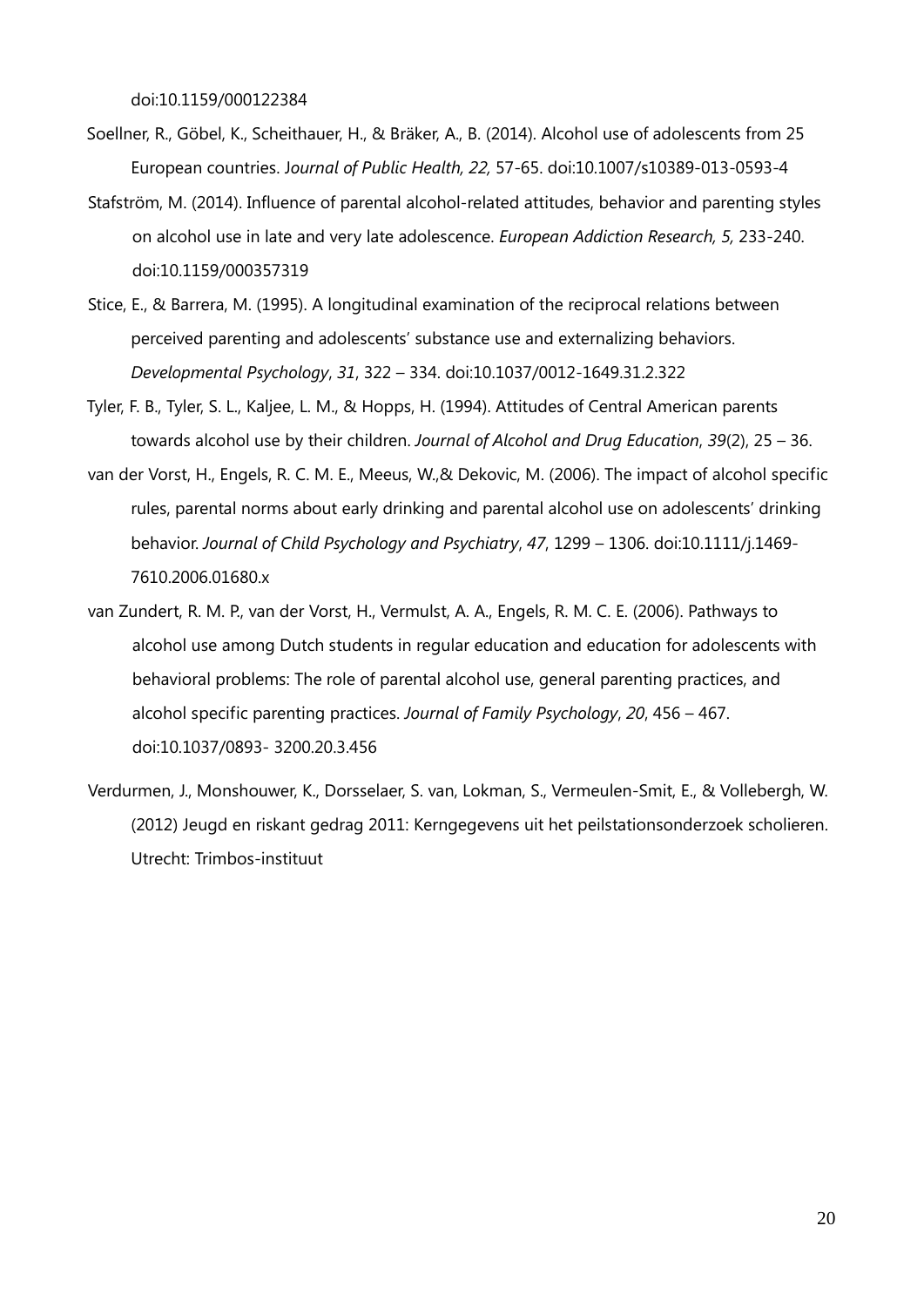doi:10.1159/000122384

Soellner, R., Göbel, K., Scheithauer, H., & Bräker, A., B. (2014). Alcohol use of adolescents from 25 European countries. *Journal of Public Health, 22,* 57-65. doi:10.1007/s10389-013-0593-4

Stafström, M. (2014). Influence of parental alcohol-related attitudes, behavior and parenting styles on alcohol use in late and very late adolescence. *European Addiction Research, 5,* 233-240. doi:10.1159/000357319

Stice, E., & Barrera, M. (1995). A longitudinal examination of the reciprocal relations between perceived parenting and adolescents' substance use and externalizing behaviors. *Developmental Psychology*, *31*, 322 – 334. doi:10.1037/0012-1649.31.2.322

Tyler, F. B., Tyler, S. L., Kaljee, L. M., & Hopps, H. (1994). Attitudes of Central American parents towards alcohol use by their children. *Journal of Alcohol and Drug Education*, *39*(2), 25 – 36.

van der Vorst, H., Engels, R. C. M. E., Meeus, W.,& Dekovic, M. (2006). The impact of alcohol specific rules, parental norms about early drinking and parental alcohol use on adolescents' drinking behavior. *Journal of Child Psychology and Psychiatry*, *47*, 1299 – 1306. doi:10.1111/j.1469-7610.2006.01680.x

van Zundert, R. M. P., van der Vorst, H., Vermulst, A. A., Engels, R. M. C. E. (2006). Pathways to alcohol use among Dutch students in regular education and education for adolescents with behavioral problems: The role of parental alcohol use, general parenting practices, and alcohol specific parenting practices. *Journal of Family Psychology*, *20*, 456 – 467. doi:10.1037/0893- 3200.20.3.456

Verdurmen, J., Monshouwer, K., Dorsselaer, S. van, Lokman, S., Vermeulen-Smit, E., & Vollebergh, W. (2012) Jeugd en riskant gedrag 2011: Kerngegevens uit het peilstationsonderzoek scholieren. Utrecht: Trimbos-instituut